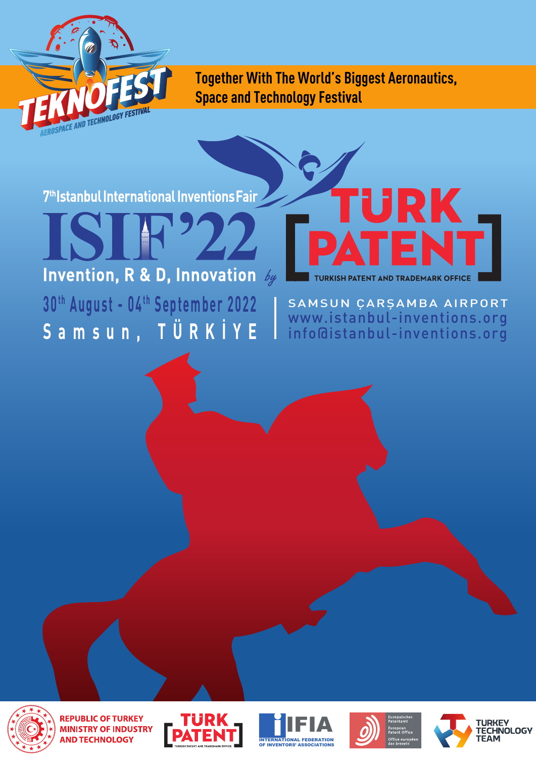TEKNOFEST
AEROSPACE AND TECHNOLOGY FESTIVAL

**Together With The World's Biggest Aeronautics, Space and Technology Festival**

7th Istanbul International Inventions Fair

# ISIF'22

**Invention, R & D, Innovation** *by*

TÜRK PATENT
TURKISH PATENT AND TRADEMARK OFFICE

**30th August - 04th September 2022**
**Samsun, TÜRKİYE**

SAMSUN ÇARŞAMBA AIRPORT
www.istanbul-inventions.org
info@istanbul-inventions.org

REPUBLIC OF TURKEY MINISTRY OF INDUSTRY AND TECHNOLOGY

TÜRK PATENT
TURKISH PATENT AND TRADEMARK OFFICE

IFIA
INTERNATIONAL FEDERATION OF INVENTORS' ASSOCIATIONS

Europäisches Patentamt
European Patent Office
Office européen des brevets

TURKEY TECHNOLOGY TEAM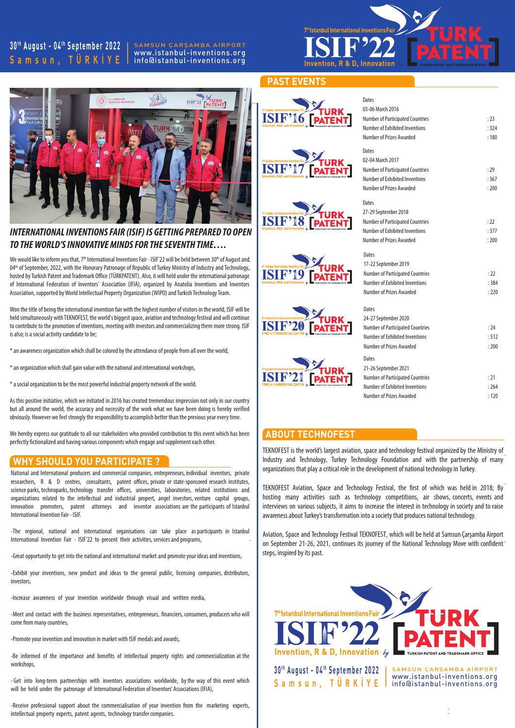30th August - 04th September 2022 | SAMSUN ÇARŞAMBA AIRPORT
Samsun, TÜRKİYE | www.istanbul-inventions.org | info@istanbul-inventions.org

7th Istanbul International Inventions Fair ISIF'22 Invention, R & D, Innovation — TÜRK PATENT

## INTERNATIONAL INVENTIONS FAIR (ISIF) IS GETTING PREPARED TO OPEN TO THE WORLD'S INNOVATIVE MINDS FOR THE SEVENTH TIME….

We would like to inform you that, 7th International Inventions Fair - ISIF'22 will be held between 30th of August and 04th of September, 2022, with the Honorary Patronage of Republic of Turkey Ministry of Industry and Technology, hosted by Turkish Patent and Trademark Office (TÜRKPATENT). Also, it will held under the international patronage of International Federation of Inventors' Association (IFIA), organized by Anatolia Inventions and Inventors Association, supported by World Intellectual Property Organization (WIPO) and Turkish Technology Team.

Won the title of being the international invention fair with the highest number of visitors in the world, ISIF will be held simultaneously with TEKNOFEST, the world's biggest space, aviation and technology festival and will continue to contribute to the promotion of inventions, meeting with investors and commercializing them more strong. ISIF is also; is a social activity candidate to be;

* an awareness organization which shall be colored by the attendance of people from all over the world,

* an organization which shall gain value with the national and international workshops,

* a social organization to be the most powerful industrial property network of the world.

As this positive initiative, which we initiated in 2016 has created tremendous impression not only in our country but all around the world, the accuracy and necessity of the work what we have been doing is hereby verified obviously. However we feel strongly the responsibility to accomplish better than the previous year every time.

We hereby express our gratitude to all our stakeholders who provided contribution to this event which has been perfectly fictionalized and having various components which engage and supplement each other.

## WHY SHOULD YOU PARTICIPATE ?

National and International producers and commercial companies, entrepreneurs, individual inventors, private researchers, R & D centres, consultants, patent offices, private or state-sponsored research institutes, science parks, technoparks, technology transfer offices, universities, laboratories, related institutions and organizations related to the intellectual and industrial propert, angel investors, venture capital groups, innovation promoters, patent attorneys and inventor associations are the participants of Istanbul International Invention Fair - ISIF.

-The regional, national and international organisations can take place as participants in Istanbul International Invention Fair - ISIF'22 to present their activities, services and programs,

-Great opportunity to get into the national and international market and promote your ideas and inventions,

-Exhibit your inventions, new product and ideas to the general public, licensing companies, distributors, investors,

-Increase awareness of your invention worldwide through visual and written media,

-Meet and contact with the business representatives, entrepreneurs, financiers, consumers, producers who will come from many countries,

-Promote your invention and innovation in market with ISIF medals and awards,

-Be informed of the importance and benefits of intellectual property rights and commercialization at the workshops,

-Get into long-term partnerships with inventors associations worldwide, by the way of this event which will be held under the patronage of International Federation of Inventors' Associations (IFIA),

-Receive professional support about the commercialisation of your invention from the marketing experts, intellectual property experts, patent agents, technology transfer companies.

## PAST EVENTS

| Event | Dates | Number of Participated Countries | Number of Exhibited Inventions | Number of Prizes Awarded |
|---|---|---|---|---|
| ISIF'16 | 03-06 March 2016 | 23 | 324 | 180 |
| ISIF'17 | 02-04 March 2017 | 29 | 367 | 200 |
| ISIF'18 | 27-29 September 2018 | 22 | 377 | 200 |
| ISIF'19 | 17-22 September 2019 | 22 | 384 | 220 |
| ISIF'20 | 24-27 September 2020 | 24 | 512 | 200 |
| ISIF'21 | 21-26 September 2021 | 21 | 264 | 120 |

## ABOUT TECHNOFEST

TEKNOFEST is the world's largest aviation, space and technology festival organized by the Ministry of Industry and Technology, Turkey Technology Foundation and with the partnership of many organizations that play a critical role in the development of national technology in Turkey.

TEKNOFEST Aviation, Space and Technology Festival, the first of which was held in 2018; By hosting many activities such as technology competitions, air shows, concerts, events and interviews on various subjects, it aims to increase the interest in technology in society and to raise awareness about Turkey's transformation into a society that produces national technology.

Aviation, Space and Technology Festival TEKNOFEST, which will be held at Samsun Çarşamba Airport on September 21-26, 2021, continues its journey of the National Technology Move with confident steps, inspired by its past.

7th Istanbul International Inventions Fair ISIF'22 Invention, R & D, Innovation by TÜRK PATENT — TURKISH PATENT AND TRADEMARK OFFICE

30th August - 04th September 2022 | SAMSUN ÇARŞAMBA AIRPORT
Samsun, TÜRKİYE | www.istanbul-inventions.org | info@istanbul-inventions.org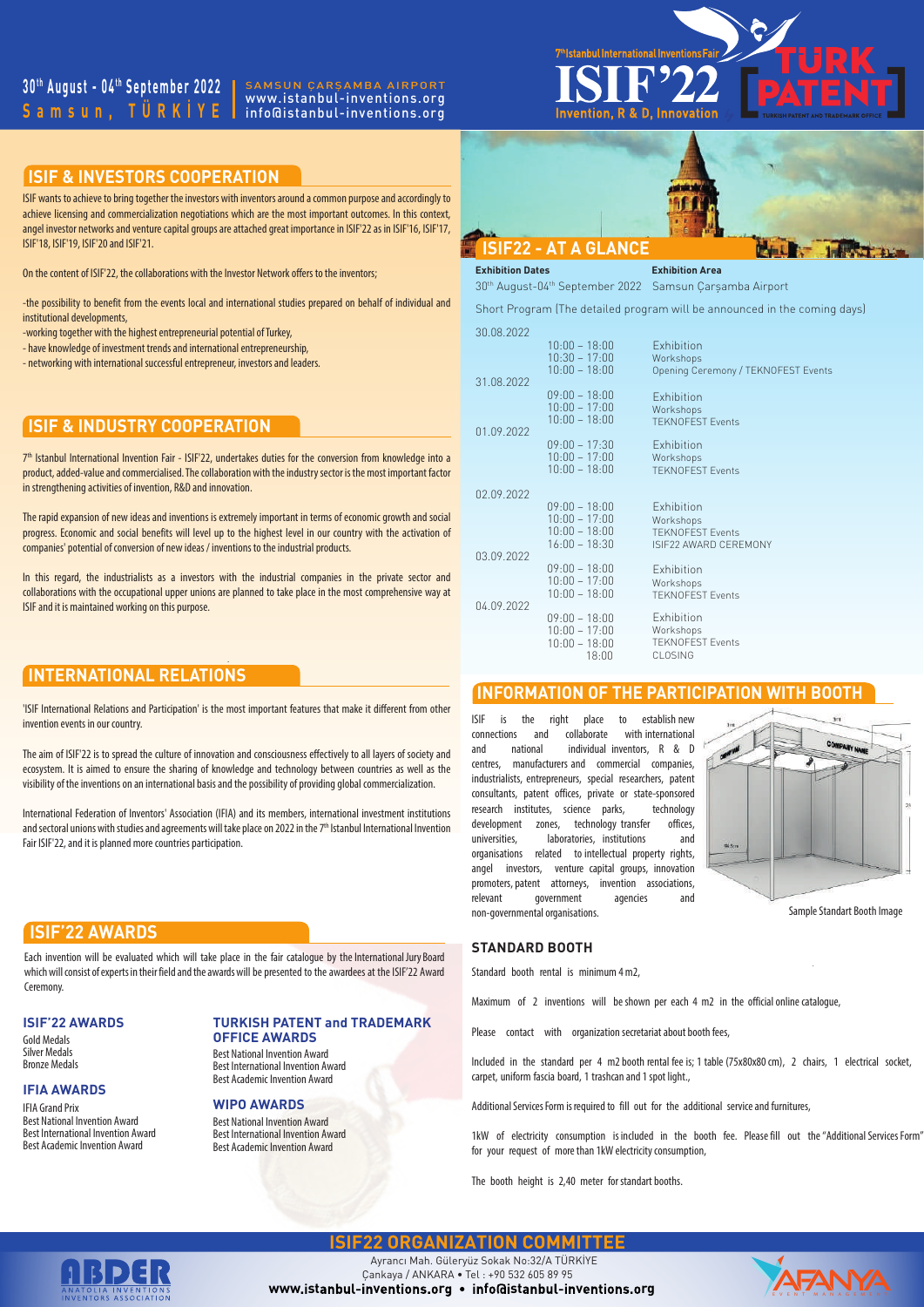30th August - 04th September 2022 | SAMSUN ÇARŞAMBA AIRPORT
Samsun, TÜRKİYE | www.istanbul-inventions.org
info@istanbul-inventions.org

7th Istanbul International Inventions Fair
ISIF'22
Invention, R & D, Innovation

TÜRK PATENT
TURKISH PATENT AND TRADEMARK OFFICE

## ISIF & INVESTORS COOPERATION

ISIF wants to achieve to bring together the investors with inventors around a common purpose and accordingly to achieve licensing and commercialization negotiations which are the most important outcomes. In this context, angel investor networks and venture capital groups are attached great importance in ISIF'22 as in ISIF'16, ISIF'17, ISIF'18, ISIF'19, ISIF'20 and ISIF'21.

On the content of ISIF'22, the collaborations with the Investor Network offers to the inventors;

-the possibility to benefit from the events local and international studies prepared on behalf of individual and institutional developments,
-working together with the highest entrepreneurial potential of Turkey,
- have knowledge of investment trends and international entrepreneurship,
- networking with international successful entrepreneur, investors and leaders.

## ISIF & INDUSTRY COOPERATION

7th Istanbul International Invention Fair - ISIF'22, undertakes duties for the conversion from knowledge into a product, added-value and commercialised. The collaboration with the industry sector is the most important factor in strengthening activities of invention, R&D and innovation.

The rapid expansion of new ideas and inventions is extremely important in terms of economic growth and social progress. Economic and social benefits will level up to the highest level in our country with the activation of companies' potential of conversion of new ideas / inventions to the industrial products.

In this regard, the industrialists as a investors with the industrial companies in the private sector and collaborations with the occupational upper unions are planned to take place in the most comprehensive way at ISIF and it is maintained working on this purpose.

## INTERNATIONAL RELATIONS

'ISIF International Relations and Participation' is the most important features that make it different from other invention events in our country.

The aim of ISIF'22 is to spread the culture of innovation and consciousness effectively to all layers of society and ecosystem. It is aimed to ensure the sharing of knowledge and technology between countries as well as the visibility of the inventions on an international basis and the possibility of providing global commercialization.

International Federation of Inventors' Association (IFIA) and its members, international investment institutions and sectoral unions with studies and agreements will take place on 2022 in the 7th Istanbul International Invention Fair ISIF'22, and it is planned more countries participation.

## ISIF'22 AWARDS

Each invention will be evaluated which will take place in the fair catalogue by the International Jury Board which will consist of experts in their field and the awards will be presented to the awardees at the ISIF'22 Award Ceremony.

### ISIF'22 AWARDS

Gold Medals
Silver Medals
Bronze Medals

### IFIA AWARDS

IFIA Grand Prix
Best National Invention Award
Best International Invention Award
Best Academic Invention Award

### TURKISH PATENT and TRADEMARK OFFICE AWARDS

Best National Invention Award
Best International Invention Award
Best Academic Invention Award

### WIPO AWARDS

Best National Invention Award
Best International Invention Award
Best Academic Invention Award

## ISIF22 - AT A GLANCE

**Exhibition Dates**: 30th August-04th September 2022
**Exhibition Area**: Samsun Çarşamba Airport

Short Program (The detailed program will be announced in the coming days)

| | | |
|---|---|---|
| 30.08.2022 | 10:00 – 18:00 | Exhibition |
| | 10:30 – 17:00 | Workshops |
| | 10:00 – 18:00 | Opening Ceremony / TEKNOFEST Events |
| 31.08.2022 | 09:00 – 18:00 | Exhibition |
| | 10:00 – 17:00 | Workshops |
| | 10:00 – 18:00 | TEKNOFEST Events |
| 01.09.2022 | 09:00 – 17:30 | Exhibition |
| | 10:00 – 17:00 | Workshops |
| | 10:00 – 18:00 | TEKNOFEST Events |
| 02.09.2022 | 09:00 – 18:00 | Exhibition |
| | 10:00 – 17:00 | Workshops |
| | 10:00 – 18:00 | TEKNOFEST Events |
| | 16:00 – 18:30 | ISIF22 AWARD CEREMONY |
| 03.09.2022 | 09:00 – 18:00 | Exhibition |
| | 10:00 – 17:00 | Workshops |
| | 10:00 – 18:00 | TEKNOFEST Events |
| 04.09.2022 | 09:00 – 18:00 | Exhibition |
| | 10:00 – 17:00 | Workshops |
| | 10:00 – 18:00 | TEKNOFEST Events |
| | 18:00 | CLOSING |

## INFORMATION OF THE PARTICIPATION WITH BOOTH

ISIF is the right place to establish new connections and collaborate with international and national individual inventors, R & D centres, manufacturers and commercial companies, industrialists, entrepreneurs, special researchers, patent consultants, patent offices, private or state-sponsored research institutes, science parks, technology development zones, technology transfer offices, universities, laboratories, institutions and organisations related to intellectual property rights, angel investors, venture capital groups, innovation promoters, patent attorneys, invention associations, relevant government agencies and non-governmental organisations.

Sample Standart Booth Image

### STANDARD BOOTH

Standard booth rental is minimum 4 m2,

Maximum of 2 inventions will be shown per each 4 m2 in the official online catalogue,

Please contact with organization secretariat about booth fees,

Included in the standard per 4 m2 booth rental fee is; 1 table (75x80x80 cm), 2 chairs, 1 electrical socket, carpet, uniform fascia board, 1 trashcan and 1 spot light.,

Additional Services Form is required to fill out for the additional service and furnitures,

1kW of electricity consumption is included in the booth fee. Please fill out the "Additional Services Form" for your request of more than 1kW electricity consumption,

The booth height is 2,40 meter for standart booths.

## ISIF22 ORGANIZATION COMMITTEE

ABDER – ANATOLIA INVENTIONS INVENTORS ASSOCIATION

Ayrancı Mah. Güleryüz Sokak No:32/A TÜRKİYE
Çankaya / ANKARA • Tel : +90 532 605 89 95
**www.istanbul-inventions.org • info@istanbul-inventions.org**

AFANYA EVENT MANAGEMENT